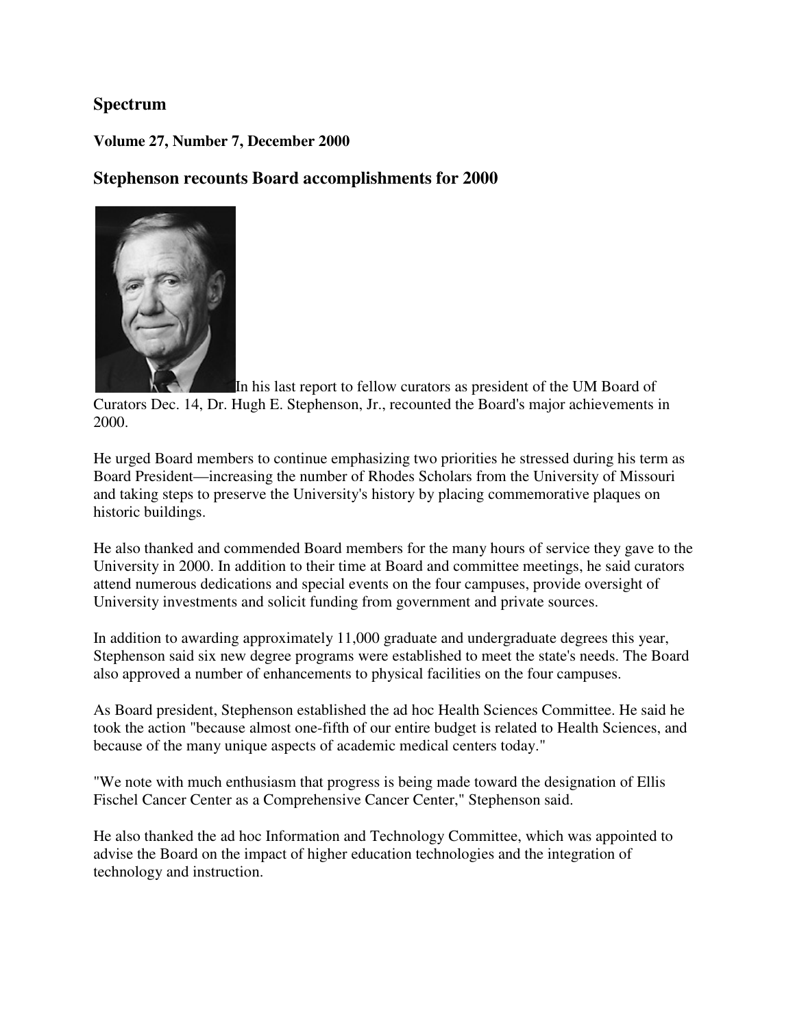## Spectrum

**Volume 27, Number 7, December 2000**

### Stephenson recounts Board accomplishments for 2000

In his last report to fellow curators as president of the UM Board of Curators Dec. 14, Dr. Hugh E. Stephenson, Jr., recounted the Board's major achievements in 2000.

He urged Board members to continue emphasizing two priorities he stressed during his term as Board President—increasing the number of Rhodes Scholars from the University of Missouri and taking steps to preserve the University's history by placing commemorative plaques on historic buildings.

He also thanked and commended Board members for the many hours of service they gave to the University in 2000. In addition to their time at Board and committee meetings, he said curators attend numerous dedications and special events on the four campuses, provide oversight of University investments and solicit funding from government and private sources.

In addition to awarding approximately 11,000 graduate and undergraduate degrees this year, Stephenson said six new degree programs were established to meet the state's needs. The Board also approved a number of enhancements to physical facilities on the four campuses.

As Board president, Stephenson established the ad hoc Health Sciences Committee. He said he took the action "because almost one-fifth of our entire budget is related to Health Sciences, and because of the many unique aspects of academic medical centers today."

"We note with much enthusiasm that progress is being made toward the designation of Ellis Fischel Cancer Center as a Comprehensive Cancer Center," Stephenson said.

He also thanked the ad hoc Information and Technology Committee, which was appointed to advise the Board on the impact of higher education technologies and the integration of technology and instruction.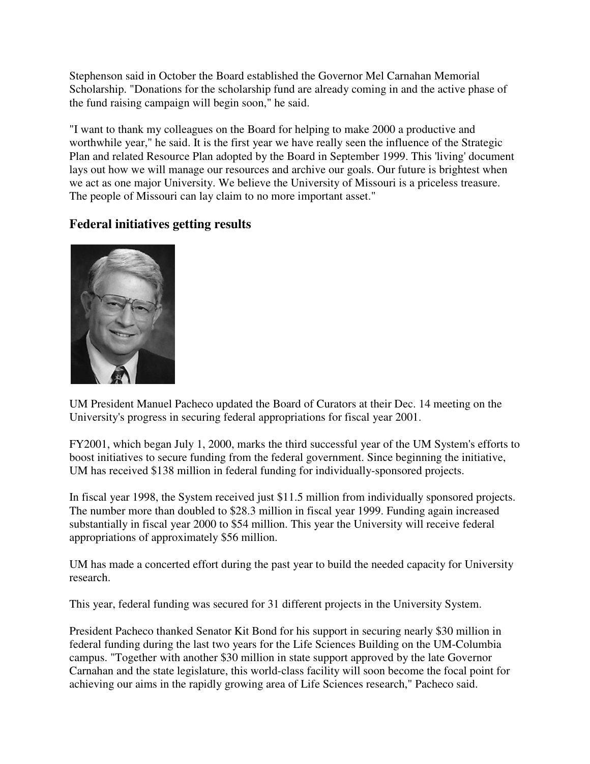Stephenson said in October the Board established the Governor Mel Carnahan Memorial Scholarship. "Donations for the scholarship fund are already coming in and the active phase of the fund raising campaign will begin soon," he said.

"I want to thank my colleagues on the Board for helping to make 2000 a productive and worthwhile year," he said. It is the first year we have really seen the influence of the Strategic Plan and related Resource Plan adopted by the Board in September 1999. This 'living' document lays out how we will manage our resources and archive our goals. Our future is brightest when we act as one major University. We believe the University of Missouri is a priceless treasure. The people of Missouri can lay claim to no more important asset."

## Federal initiatives getting results

UM President Manuel Pacheco updated the Board of Curators at their Dec. 14 meeting on the University's progress in securing federal appropriations for fiscal year 2001.

FY2001, which began July 1, 2000, marks the third successful year of the UM System's efforts to boost initiatives to secure funding from the federal government. Since beginning the initiative, UM has received $138 million in federal funding for individually-sponsored projects.

In fiscal year 1998, the System received just $11.5 million from individually sponsored projects. The number more than doubled to $28.3 million in fiscal year 1999. Funding again increased substantially in fiscal year 2000 to $54 million. This year the University will receive federal appropriations of approximately $56 million.

UM has made a concerted effort during the past year to build the needed capacity for University research.

This year, federal funding was secured for 31 different projects in the University System.

President Pacheco thanked Senator Kit Bond for his support in securing nearly $30 million in federal funding during the last two years for the Life Sciences Building on the UM-Columbia campus. "Together with another $30 million in state support approved by the late Governor Carnahan and the state legislature, this world-class facility will soon become the focal point for achieving our aims in the rapidly growing area of Life Sciences research," Pacheco said.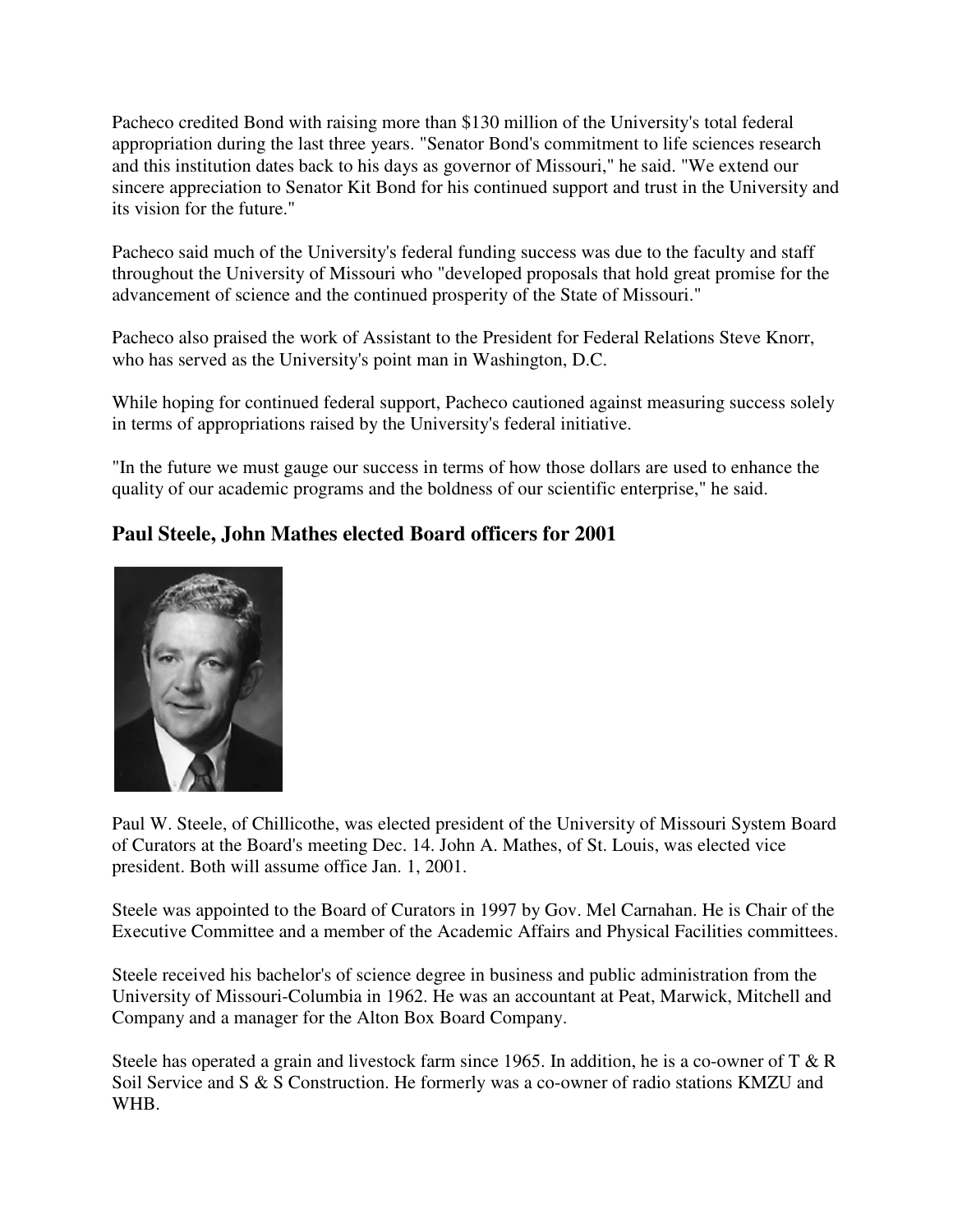Pacheco credited Bond with raising more than $130 million of the University's total federal appropriation during the last three years. "Senator Bond's commitment to life sciences research and this institution dates back to his days as governor of Missouri," he said. "We extend our sincere appreciation to Senator Kit Bond for his continued support and trust in the University and its vision for the future."

Pacheco said much of the University's federal funding success was due to the faculty and staff throughout the University of Missouri who "developed proposals that hold great promise for the advancement of science and the continued prosperity of the State of Missouri."

Pacheco also praised the work of Assistant to the President for Federal Relations Steve Knorr, who has served as the University's point man in Washington, D.C.

While hoping for continued federal support, Pacheco cautioned against measuring success solely in terms of appropriations raised by the University's federal initiative.

"In the future we must gauge our success in terms of how those dollars are used to enhance the quality of our academic programs and the boldness of our scientific enterprise," he said.

## Paul Steele, John Mathes elected Board officers for 2001

Paul W. Steele, of Chillicothe, was elected president of the University of Missouri System Board of Curators at the Board's meeting Dec. 14. John A. Mathes, of St. Louis, was elected vice president. Both will assume office Jan. 1, 2001.

Steele was appointed to the Board of Curators in 1997 by Gov. Mel Carnahan. He is Chair of the Executive Committee and a member of the Academic Affairs and Physical Facilities committees.

Steele received his bachelor's of science degree in business and public administration from the University of Missouri-Columbia in 1962. He was an accountant at Peat, Marwick, Mitchell and Company and a manager for the Alton Box Board Company.

Steele has operated a grain and livestock farm since 1965. In addition, he is a co-owner of T & R Soil Service and S & S Construction. He formerly was a co-owner of radio stations KMZU and WHB.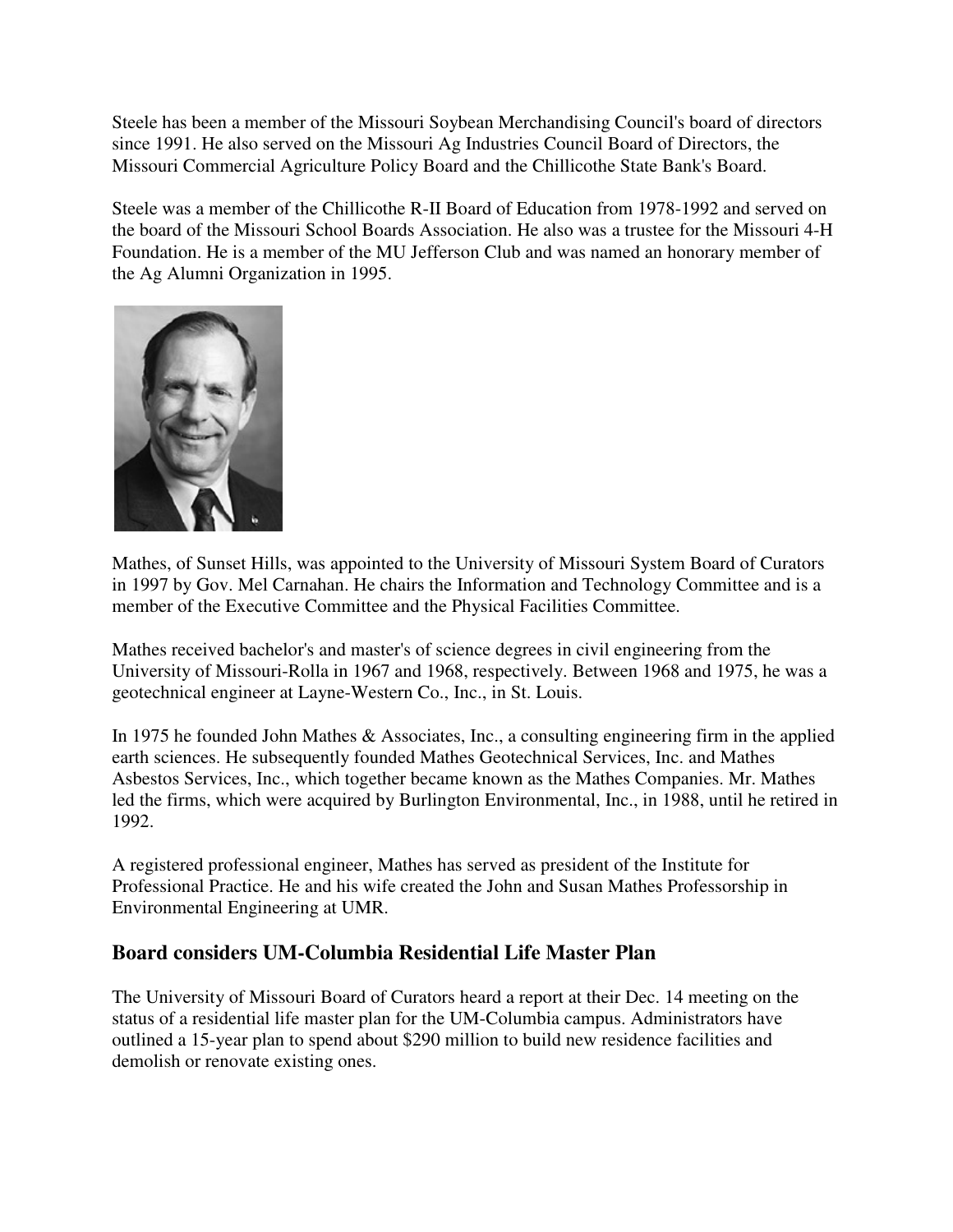Steele has been a member of the Missouri Soybean Merchandising Council's board of directors since 1991. He also served on the Missouri Ag Industries Council Board of Directors, the Missouri Commercial Agriculture Policy Board and the Chillicothe State Bank's Board.

Steele was a member of the Chillicothe R-II Board of Education from 1978-1992 and served on the board of the Missouri School Boards Association. He also was a trustee for the Missouri 4-H Foundation. He is a member of the MU Jefferson Club and was named an honorary member of the Ag Alumni Organization in 1995.

Mathes, of Sunset Hills, was appointed to the University of Missouri System Board of Curators in 1997 by Gov. Mel Carnahan. He chairs the Information and Technology Committee and is a member of the Executive Committee and the Physical Facilities Committee.

Mathes received bachelor's and master's of science degrees in civil engineering from the University of Missouri-Rolla in 1967 and 1968, respectively. Between 1968 and 1975, he was a geotechnical engineer at Layne-Western Co., Inc., in St. Louis.

In 1975 he founded John Mathes & Associates, Inc., a consulting engineering firm in the applied earth sciences. He subsequently founded Mathes Geotechnical Services, Inc. and Mathes Asbestos Services, Inc., which together became known as the Mathes Companies. Mr. Mathes led the firms, which were acquired by Burlington Environmental, Inc., in 1988, until he retired in 1992.

A registered professional engineer, Mathes has served as president of the Institute for Professional Practice. He and his wife created the John and Susan Mathes Professorship in Environmental Engineering at UMR.

## Board considers UM-Columbia Residential Life Master Plan

The University of Missouri Board of Curators heard a report at their Dec. 14 meeting on the status of a residential life master plan for the UM-Columbia campus. Administrators have outlined a 15-year plan to spend about $290 million to build new residence facilities and demolish or renovate existing ones.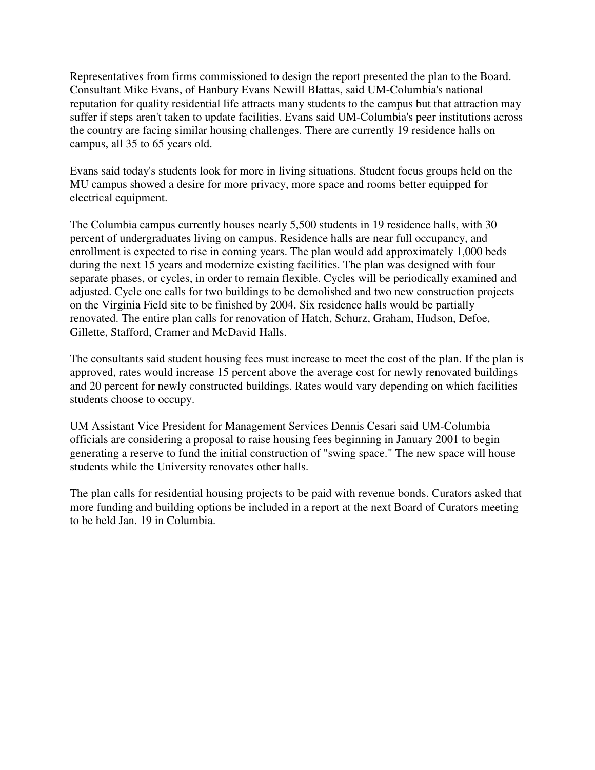Representatives from firms commissioned to design the report presented the plan to the Board. Consultant Mike Evans, of Hanbury Evans Newill Blattas, said UM-Columbia's national reputation for quality residential life attracts many students to the campus but that attraction may suffer if steps aren't taken to update facilities. Evans said UM-Columbia's peer institutions across the country are facing similar housing challenges. There are currently 19 residence halls on campus, all 35 to 65 years old.

Evans said today's students look for more in living situations. Student focus groups held on the MU campus showed a desire for more privacy, more space and rooms better equipped for electrical equipment.

The Columbia campus currently houses nearly 5,500 students in 19 residence halls, with 30 percent of undergraduates living on campus. Residence halls are near full occupancy, and enrollment is expected to rise in coming years. The plan would add approximately 1,000 beds during the next 15 years and modernize existing facilities. The plan was designed with four separate phases, or cycles, in order to remain flexible. Cycles will be periodically examined and adjusted. Cycle one calls for two buildings to be demolished and two new construction projects on the Virginia Field site to be finished by 2004. Six residence halls would be partially renovated. The entire plan calls for renovation of Hatch, Schurz, Graham, Hudson, Defoe, Gillette, Stafford, Cramer and McDavid Halls.

The consultants said student housing fees must increase to meet the cost of the plan. If the plan is approved, rates would increase 15 percent above the average cost for newly renovated buildings and 20 percent for newly constructed buildings. Rates would vary depending on which facilities students choose to occupy.

UM Assistant Vice President for Management Services Dennis Cesari said UM-Columbia officials are considering a proposal to raise housing fees beginning in January 2001 to begin generating a reserve to fund the initial construction of "swing space." The new space will house students while the University renovates other halls.

The plan calls for residential housing projects to be paid with revenue bonds. Curators asked that more funding and building options be included in a report at the next Board of Curators meeting to be held Jan. 19 in Columbia.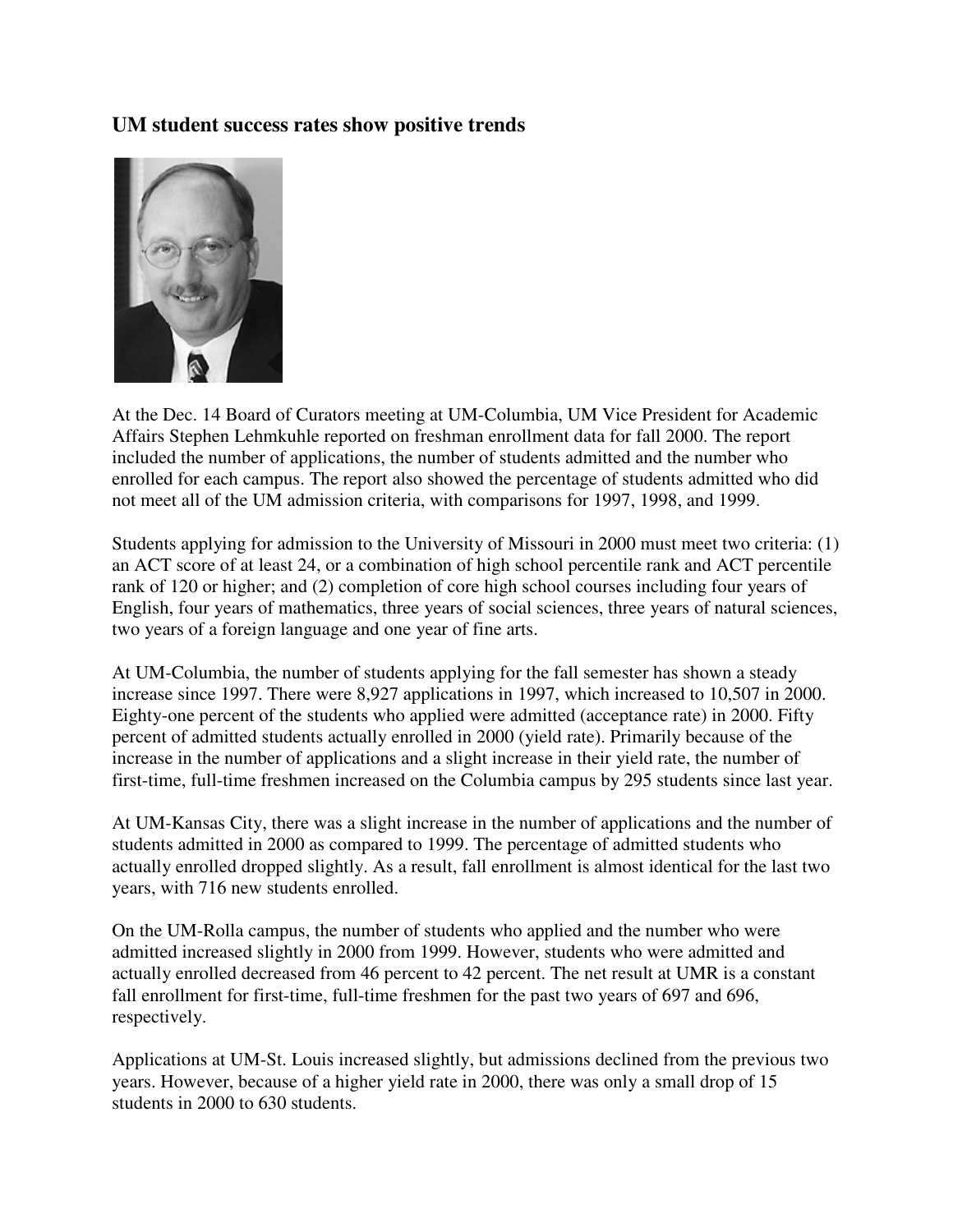### UM student success rates show positive trends

At the Dec. 14 Board of Curators meeting at UM-Columbia, UM Vice President for Academic Affairs Stephen Lehmkuhle reported on freshman enrollment data for fall 2000. The report included the number of applications, the number of students admitted and the number who enrolled for each campus. The report also showed the percentage of students admitted who did not meet all of the UM admission criteria, with comparisons for 1997, 1998, and 1999.

Students applying for admission to the University of Missouri in 2000 must meet two criteria: (1) an ACT score of at least 24, or a combination of high school percentile rank and ACT percentile rank of 120 or higher; and (2) completion of core high school courses including four years of English, four years of mathematics, three years of social sciences, three years of natural sciences, two years of a foreign language and one year of fine arts.

At UM-Columbia, the number of students applying for the fall semester has shown a steady increase since 1997. There were 8,927 applications in 1997, which increased to 10,507 in 2000. Eighty-one percent of the students who applied were admitted (acceptance rate) in 2000. Fifty percent of admitted students actually enrolled in 2000 (yield rate). Primarily because of the increase in the number of applications and a slight increase in their yield rate, the number of first-time, full-time freshmen increased on the Columbia campus by 295 students since last year.

At UM-Kansas City, there was a slight increase in the number of applications and the number of students admitted in 2000 as compared to 1999. The percentage of admitted students who actually enrolled dropped slightly. As a result, fall enrollment is almost identical for the last two years, with 716 new students enrolled.

On the UM-Rolla campus, the number of students who applied and the number who were admitted increased slightly in 2000 from 1999. However, students who were admitted and actually enrolled decreased from 46 percent to 42 percent. The net result at UMR is a constant fall enrollment for first-time, full-time freshmen for the past two years of 697 and 696, respectively.

Applications at UM-St. Louis increased slightly, but admissions declined from the previous two years. However, because of a higher yield rate in 2000, there was only a small drop of 15 students in 2000 to 630 students.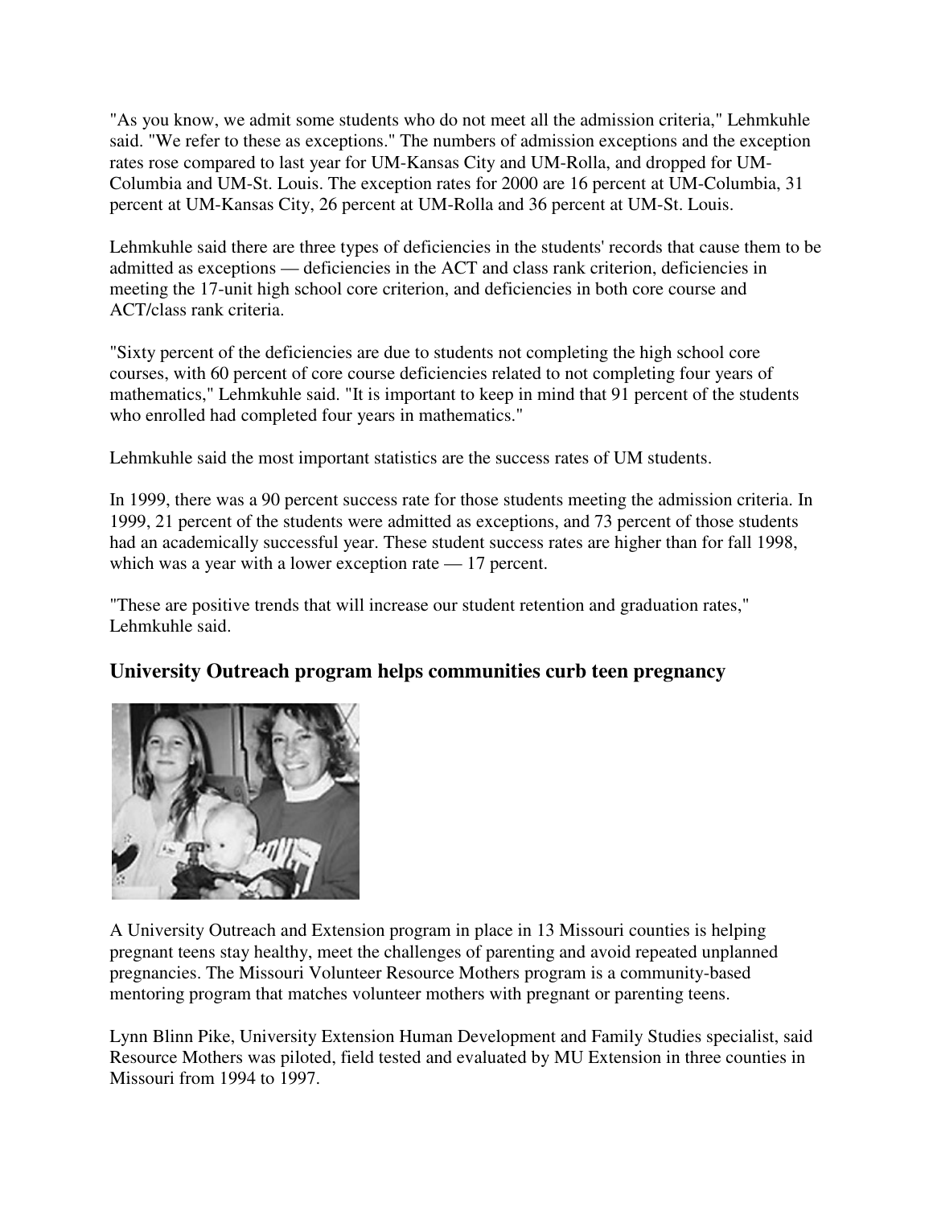"As you know, we admit some students who do not meet all the admission criteria," Lehmkuhle said. "We refer to these as exceptions." The numbers of admission exceptions and the exception rates rose compared to last year for UM-Kansas City and UM-Rolla, and dropped for UM-Columbia and UM-St. Louis. The exception rates for 2000 are 16 percent at UM-Columbia, 31 percent at UM-Kansas City, 26 percent at UM-Rolla and 36 percent at UM-St. Louis.

Lehmkuhle said there are three types of deficiencies in the students' records that cause them to be admitted as exceptions — deficiencies in the ACT and class rank criterion, deficiencies in meeting the 17-unit high school core criterion, and deficiencies in both core course and ACT/class rank criteria.

"Sixty percent of the deficiencies are due to students not completing the high school core courses, with 60 percent of core course deficiencies related to not completing four years of mathematics," Lehmkuhle said. "It is important to keep in mind that 91 percent of the students who enrolled had completed four years in mathematics."

Lehmkuhle said the most important statistics are the success rates of UM students.

In 1999, there was a 90 percent success rate for those students meeting the admission criteria. In 1999, 21 percent of the students were admitted as exceptions, and 73 percent of those students had an academically successful year. These student success rates are higher than for fall 1998, which was a year with a lower exception rate — 17 percent.

"These are positive trends that will increase our student retention and graduation rates," Lehmkuhle said.

## University Outreach program helps communities curb teen pregnancy

A University Outreach and Extension program in place in 13 Missouri counties is helping pregnant teens stay healthy, meet the challenges of parenting and avoid repeated unplanned pregnancies. The Missouri Volunteer Resource Mothers program is a community-based mentoring program that matches volunteer mothers with pregnant or parenting teens.

Lynn Blinn Pike, University Extension Human Development and Family Studies specialist, said Resource Mothers was piloted, field tested and evaluated by MU Extension in three counties in Missouri from 1994 to 1997.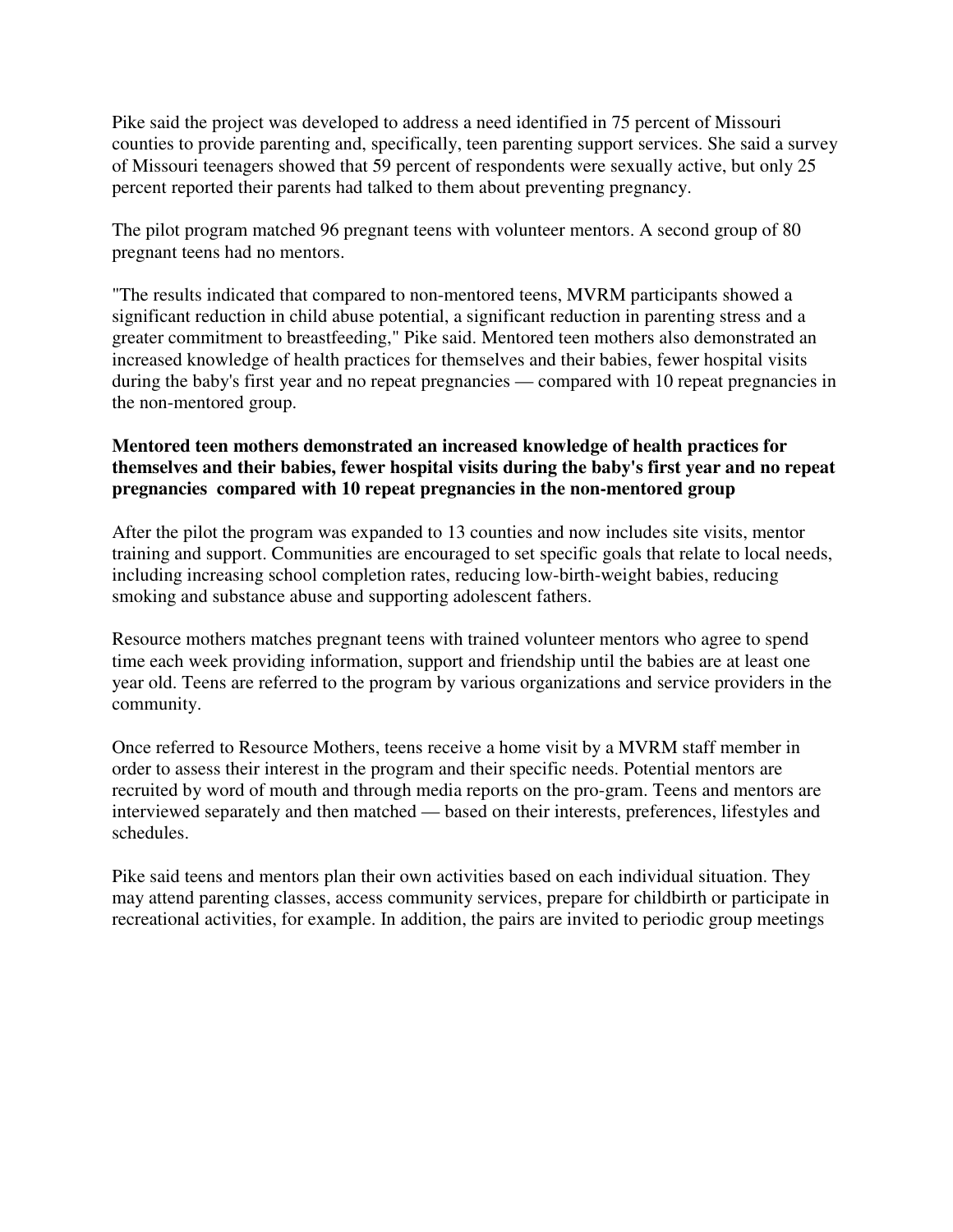Pike said the project was developed to address a need identified in 75 percent of Missouri counties to provide parenting and, specifically, teen parenting support services. She said a survey of Missouri teenagers showed that 59 percent of respondents were sexually active, but only 25 percent reported their parents had talked to them about preventing pregnancy.

The pilot program matched 96 pregnant teens with volunteer mentors. A second group of 80 pregnant teens had no mentors.

"The results indicated that compared to non-mentored teens, MVRM participants showed a significant reduction in child abuse potential, a significant reduction in parenting stress and a greater commitment to breastfeeding," Pike said. Mentored teen mothers also demonstrated an increased knowledge of health practices for themselves and their babies, fewer hospital visits during the baby's first year and no repeat pregnancies — compared with 10 repeat pregnancies in the non-mentored group.

**Mentored teen mothers demonstrated an increased knowledge of health practices for themselves and their babies, fewer hospital visits during the baby's first year and no repeat pregnancies compared with 10 repeat pregnancies in the non-mentored group**

After the pilot the program was expanded to 13 counties and now includes site visits, mentor training and support. Communities are encouraged to set specific goals that relate to local needs, including increasing school completion rates, reducing low-birth-weight babies, reducing smoking and substance abuse and supporting adolescent fathers.

Resource mothers matches pregnant teens with trained volunteer mentors who agree to spend time each week providing information, support and friendship until the babies are at least one year old. Teens are referred to the program by various organizations and service providers in the community.

Once referred to Resource Mothers, teens receive a home visit by a MVRM staff member in order to assess their interest in the program and their specific needs. Potential mentors are recruited by word of mouth and through media reports on the pro-gram. Teens and mentors are interviewed separately and then matched — based on their interests, preferences, lifestyles and schedules.

Pike said teens and mentors plan their own activities based on each individual situation. They may attend parenting classes, access community services, prepare for childbirth or participate in recreational activities, for example. In addition, the pairs are invited to periodic group meetings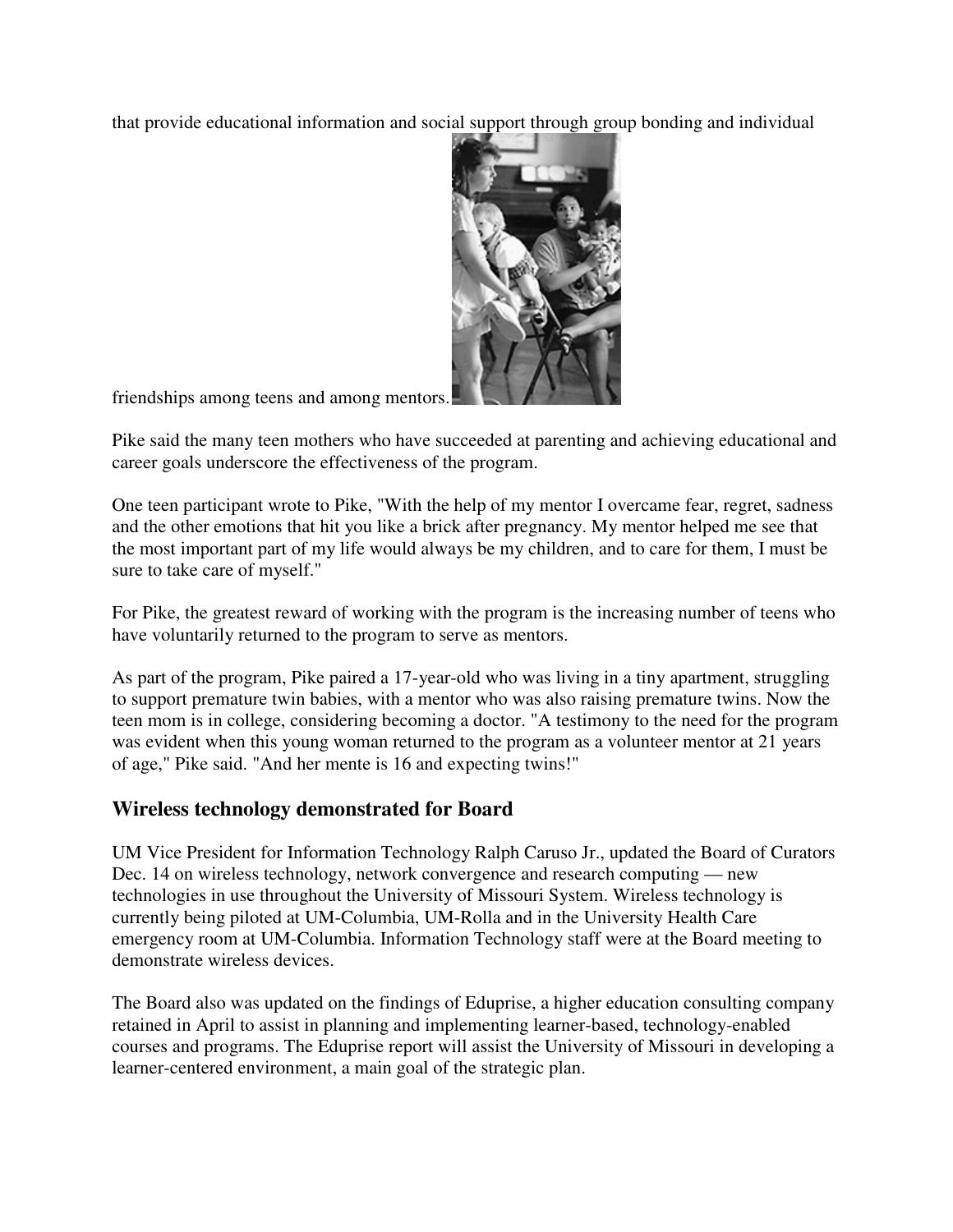that provide educational information and social support through group bonding and individual friendships among teens and among mentors.

Pike said the many teen mothers who have succeeded at parenting and achieving educational and career goals underscore the effectiveness of the program.

One teen participant wrote to Pike, "With the help of my mentor I overcame fear, regret, sadness and the other emotions that hit you like a brick after pregnancy. My mentor helped me see that the most important part of my life would always be my children, and to care for them, I must be sure to take care of myself."

For Pike, the greatest reward of working with the program is the increasing number of teens who have voluntarily returned to the program to serve as mentors.

As part of the program, Pike paired a 17-year-old who was living in a tiny apartment, struggling to support premature twin babies, with a mentor who was also raising premature twins. Now the teen mom is in college, considering becoming a doctor. "A testimony to the need for the program was evident when this young woman returned to the program as a volunteer mentor at 21 years of age," Pike said. "And her mente is 16 and expecting twins!"

## Wireless technology demonstrated for Board

UM Vice President for Information Technology Ralph Caruso Jr., updated the Board of Curators Dec. 14 on wireless technology, network convergence and research computing — new technologies in use throughout the University of Missouri System. Wireless technology is currently being piloted at UM-Columbia, UM-Rolla and in the University Health Care emergency room at UM-Columbia. Information Technology staff were at the Board meeting to demonstrate wireless devices.

The Board also was updated on the findings of Eduprise, a higher education consulting company retained in April to assist in planning and implementing learner-based, technology-enabled courses and programs. The Eduprise report will assist the University of Missouri in developing a learner-centered environment, a main goal of the strategic plan.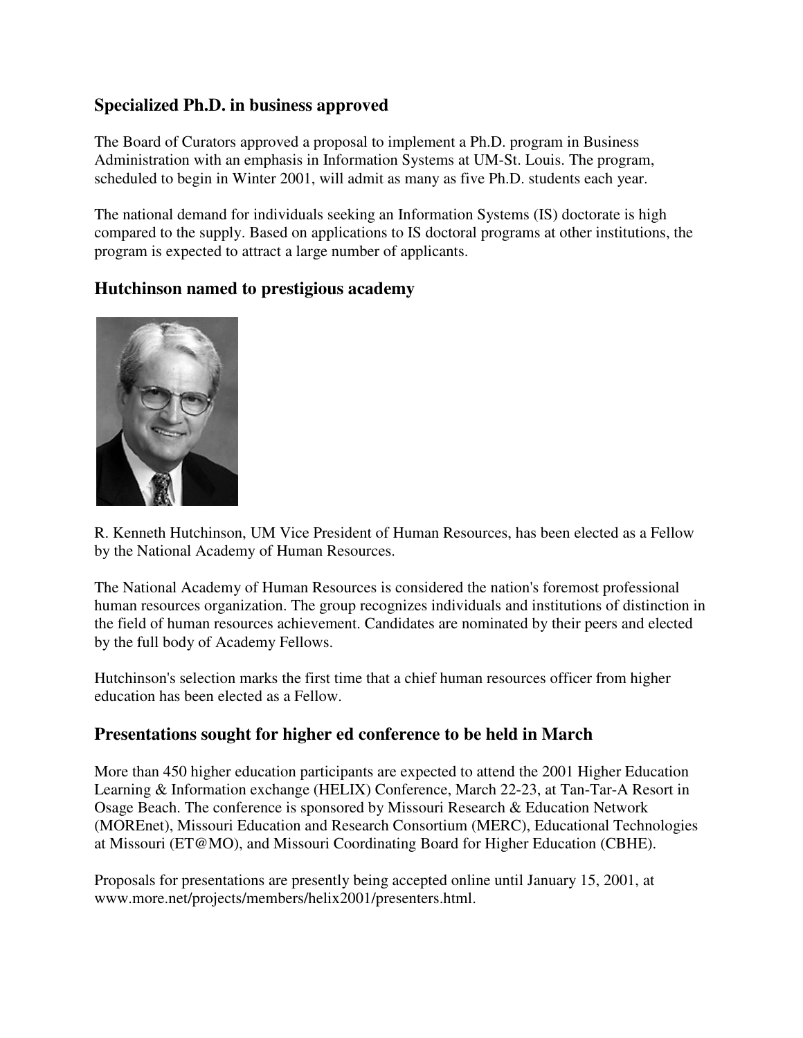## Specialized Ph.D. in business approved

The Board of Curators approved a proposal to implement a Ph.D. program in Business Administration with an emphasis in Information Systems at UM-St. Louis. The program, scheduled to begin in Winter 2001, will admit as many as five Ph.D. students each year.

The national demand for individuals seeking an Information Systems (IS) doctorate is high compared to the supply. Based on applications to IS doctoral programs at other institutions, the program is expected to attract a large number of applicants.

## Hutchinson named to prestigious academy

R. Kenneth Hutchinson, UM Vice President of Human Resources, has been elected as a Fellow by the National Academy of Human Resources.

The National Academy of Human Resources is considered the nation's foremost professional human resources organization. The group recognizes individuals and institutions of distinction in the field of human resources achievement. Candidates are nominated by their peers and elected by the full body of Academy Fellows.

Hutchinson's selection marks the first time that a chief human resources officer from higher education has been elected as a Fellow.

## Presentations sought for higher ed conference to be held in March

More than 450 higher education participants are expected to attend the 2001 Higher Education Learning & Information exchange (HELIX) Conference, March 22-23, at Tan-Tar-A Resort in Osage Beach. The conference is sponsored by Missouri Research & Education Network (MOREnet), Missouri Education and Research Consortium (MERC), Educational Technologies at Missouri (ET@MO), and Missouri Coordinating Board for Higher Education (CBHE).

Proposals for presentations are presently being accepted online until January 15, 2001, at www.more.net/projects/members/helix2001/presenters.html.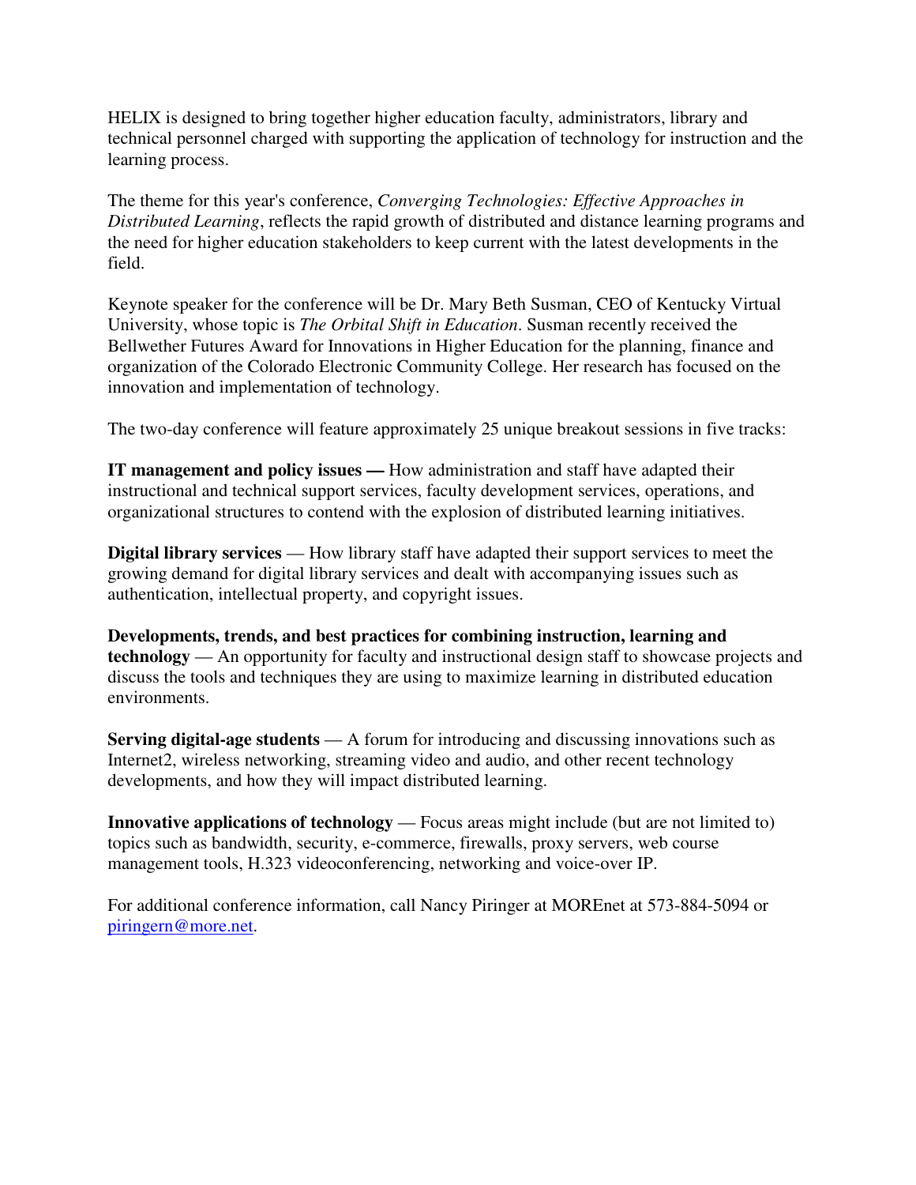HELIX is designed to bring together higher education faculty, administrators, library and technical personnel charged with supporting the application of technology for instruction and the learning process.

The theme for this year's conference, *Converging Technologies: Effective Approaches in Distributed Learning*, reflects the rapid growth of distributed and distance learning programs and the need for higher education stakeholders to keep current with the latest developments in the field.

Keynote speaker for the conference will be Dr. Mary Beth Susman, CEO of Kentucky Virtual University, whose topic is *The Orbital Shift in Education*. Susman recently received the Bellwether Futures Award for Innovations in Higher Education for the planning, finance and organization of the Colorado Electronic Community College. Her research has focused on the innovation and implementation of technology.

The two-day conference will feature approximately 25 unique breakout sessions in five tracks:

**IT management and policy issues —** How administration and staff have adapted their instructional and technical support services, faculty development services, operations, and organizational structures to contend with the explosion of distributed learning initiatives.

**Digital library services** — How library staff have adapted their support services to meet the growing demand for digital library services and dealt with accompanying issues such as authentication, intellectual property, and copyright issues.

**Developments, trends, and best practices for combining instruction, learning and technology** — An opportunity for faculty and instructional design staff to showcase projects and discuss the tools and techniques they are using to maximize learning in distributed education environments.

**Serving digital-age students** — A forum for introducing and discussing innovations such as Internet2, wireless networking, streaming video and audio, and other recent technology developments, and how they will impact distributed learning.

**Innovative applications of technology** — Focus areas might include (but are not limited to) topics such as bandwidth, security, e-commerce, firewalls, proxy servers, web course management tools, H.323 videoconferencing, networking and voice-over IP.

For additional conference information, call Nancy Piringer at MOREnet at 573-884-5094 or piringern@more.net.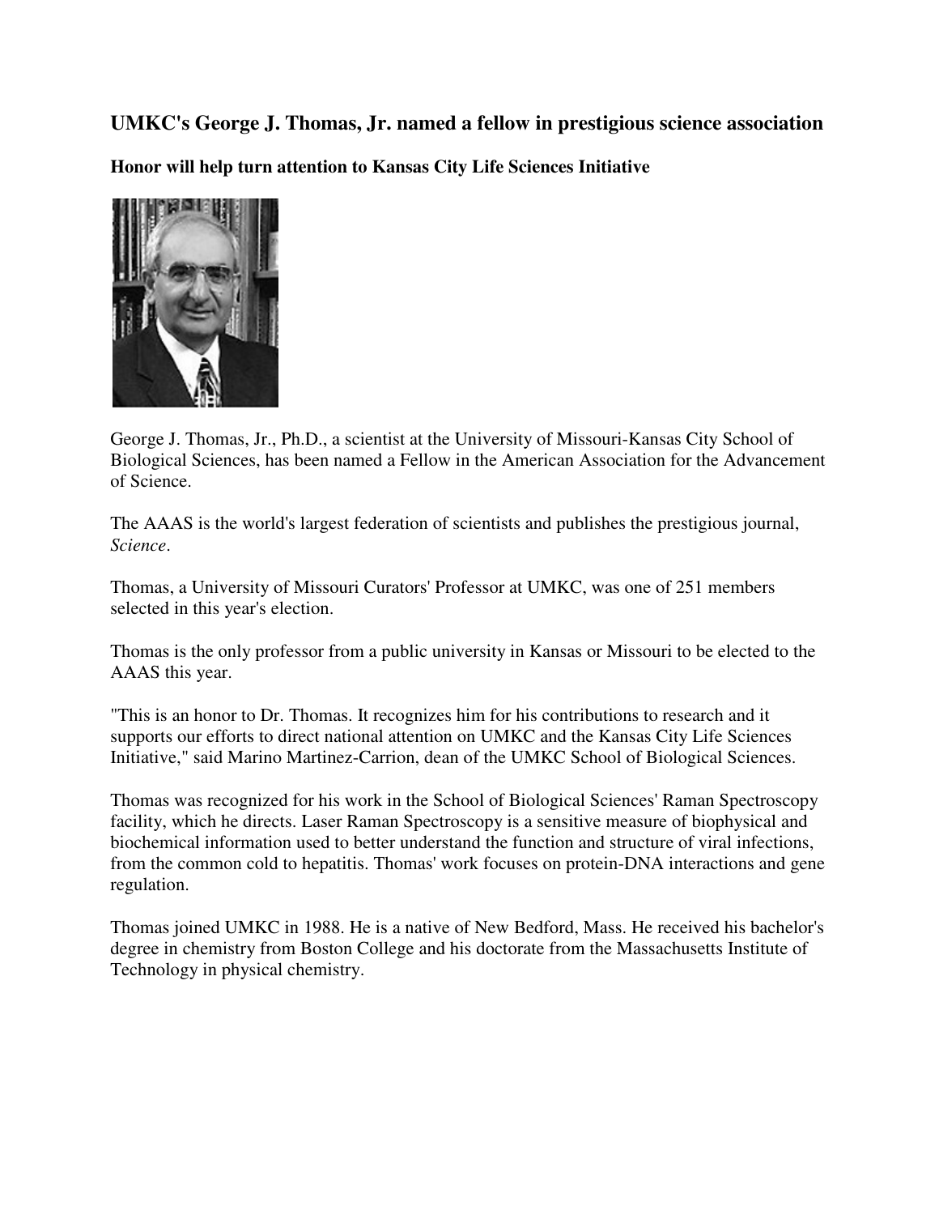## UMKC's George J. Thomas, Jr. named a fellow in prestigious science association

### Honor will help turn attention to Kansas City Life Sciences Initiative

George J. Thomas, Jr., Ph.D., a scientist at the University of Missouri-Kansas City School of Biological Sciences, has been named a Fellow in the American Association for the Advancement of Science.

The AAAS is the world's largest federation of scientists and publishes the prestigious journal, *Science*.

Thomas, a University of Missouri Curators' Professor at UMKC, was one of 251 members selected in this year's election.

Thomas is the only professor from a public university in Kansas or Missouri to be elected to the AAAS this year.

"This is an honor to Dr. Thomas. It recognizes him for his contributions to research and it supports our efforts to direct national attention on UMKC and the Kansas City Life Sciences Initiative," said Marino Martinez-Carrion, dean of the UMKC School of Biological Sciences.

Thomas was recognized for his work in the School of Biological Sciences' Raman Spectroscopy facility, which he directs. Laser Raman Spectroscopy is a sensitive measure of biophysical and biochemical information used to better understand the function and structure of viral infections, from the common cold to hepatitis. Thomas' work focuses on protein-DNA interactions and gene regulation.

Thomas joined UMKC in 1988. He is a native of New Bedford, Mass. He received his bachelor's degree in chemistry from Boston College and his doctorate from the Massachusetts Institute of Technology in physical chemistry.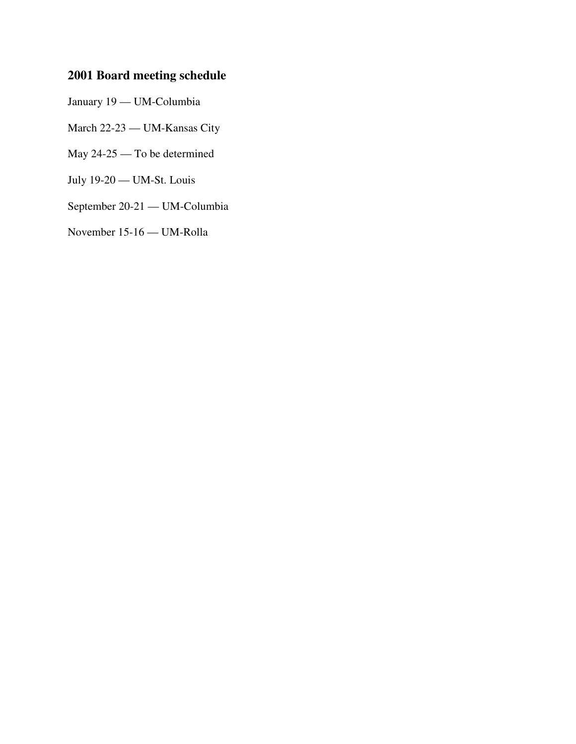### 2001 Board meeting schedule

January 19 — UM-Columbia

March 22-23 — UM-Kansas City

May 24-25 — To be determined

July 19-20 — UM-St. Louis

September 20-21 — UM-Columbia

November 15-16 — UM-Rolla